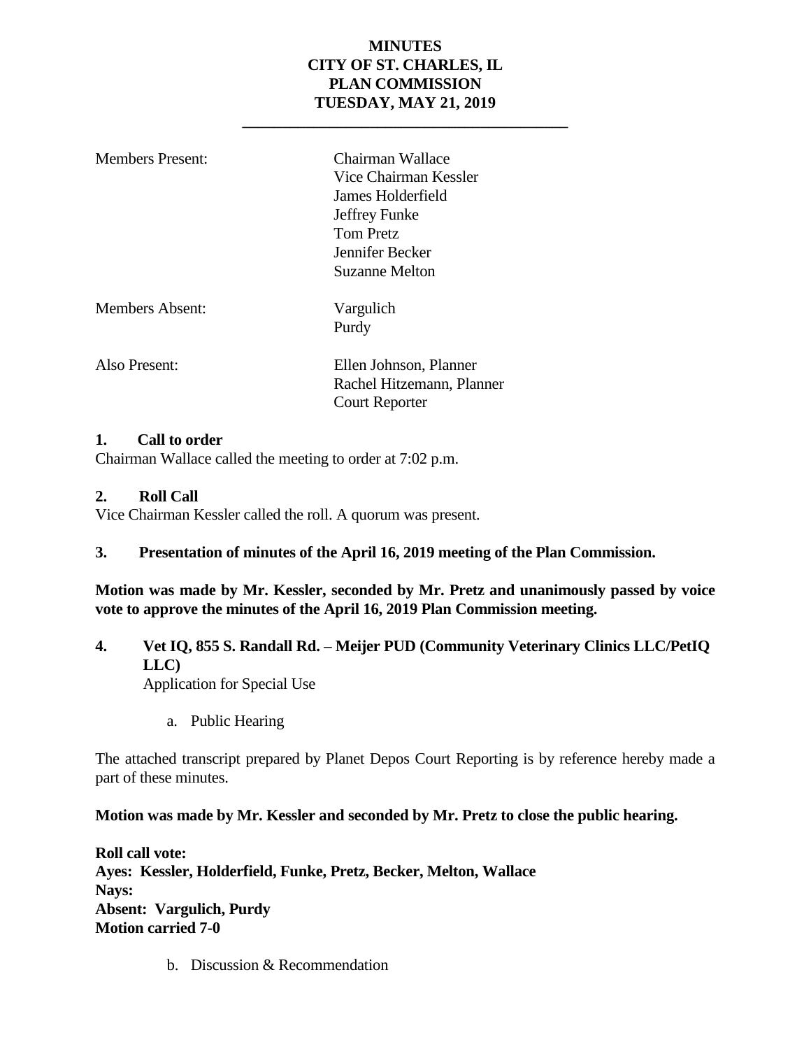# MINUTES
# CITY OF ST. CHARLES, IL
# PLAN COMMISSION
# TUESDAY, MAY 21, 2019

---

| | |
|---|---|
| Members Present: | Chairman Wallace<br>Vice Chairman Kessler<br>James Holderfield<br>Jeffrey Funke<br>Tom Pretz<br>Jennifer Becker<br>Suzanne Melton |
| Members Absent: | Vargulich<br>Purdy |
| Also Present: | Ellen Johnson, Planner<br>Rachel Hitzemann, Planner<br>Court Reporter |

**1. Call to order**

Chairman Wallace called the meeting to order at 7:02 p.m.

**2. Roll Call**

Vice Chairman Kessler called the roll. A quorum was present.

**3. Presentation of minutes of the April 16, 2019 meeting of the Plan Commission.**

**Motion was made by Mr. Kessler, seconded by Mr. Pretz and unanimously passed by voice vote to approve the minutes of the April 16, 2019 Plan Commission meeting.**

**4. Vet IQ, 855 S. Randall Rd. – Meijer PUD (Community Veterinary Clinics LLC/PetIQ LLC)**

Application for Special Use

a. Public Hearing

The attached transcript prepared by Planet Depos Court Reporting is by reference hereby made a part of these minutes.

**Motion was made by Mr. Kessler and seconded by Mr. Pretz to close the public hearing.**

**Roll call vote:**
**Ayes: Kessler, Holderfield, Funke, Pretz, Becker, Melton, Wallace**
**Nays:**
**Absent: Vargulich, Purdy**
**Motion carried 7-0**

b. Discussion & Recommendation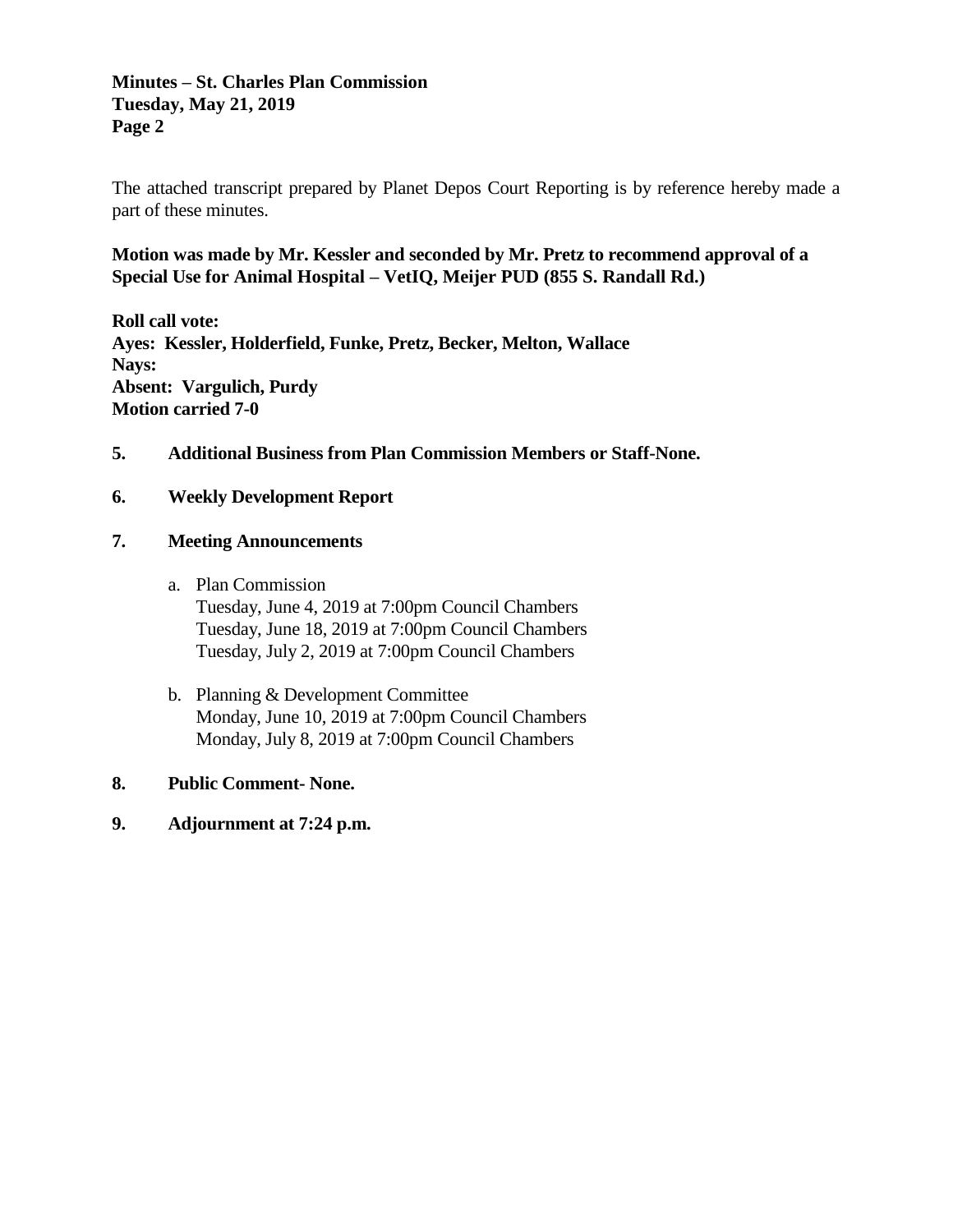The attached transcript prepared by Planet Depos Court Reporting is by reference hereby made a part of these minutes.

**Motion was made by Mr. Kessler and seconded by Mr. Pretz to recommend approval of a Special Use for Animal Hospital – VetIQ, Meijer PUD (855 S. Randall Rd.)**

**Roll call vote:**
**Ayes: Kessler, Holderfield, Funke, Pretz, Becker, Melton, Wallace**
**Nays:**
**Absent: Vargulich, Purdy**
**Motion carried 7-0**

**5. Additional Business from Plan Commission Members or Staff-None.**

**6. Weekly Development Report**

**7. Meeting Announcements**

a. Plan Commission
   Tuesday, June 4, 2019 at 7:00pm Council Chambers
   Tuesday, June 18, 2019 at 7:00pm Council Chambers
   Tuesday, July 2, 2019 at 7:00pm Council Chambers

b. Planning & Development Committee
   Monday, June 10, 2019 at 7:00pm Council Chambers
   Monday, July 8, 2019 at 7:00pm Council Chambers

**8. Public Comment- None.**

**9. Adjournment at 7:24 p.m.**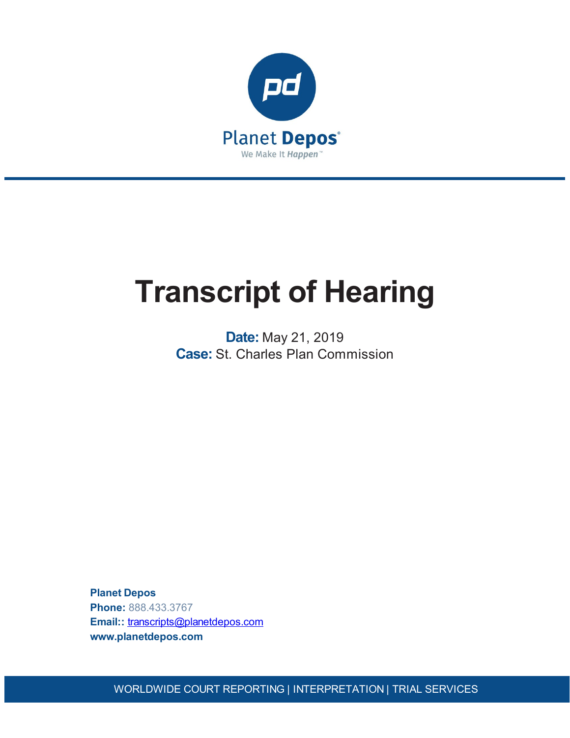Planet Depos

We Make It *Happen*™

# Transcript of Hearing

**Date:** May 21, 2019

**Case:** St. Charles Plan Commission

**Planet Depos**
**Phone:** 888.433.3767
**Email::** transcripts@planetdepos.com
**www.planetdepos.com**

WORLDWIDE COURT REPORTING | INTERPRETATION | TRIAL SERVICES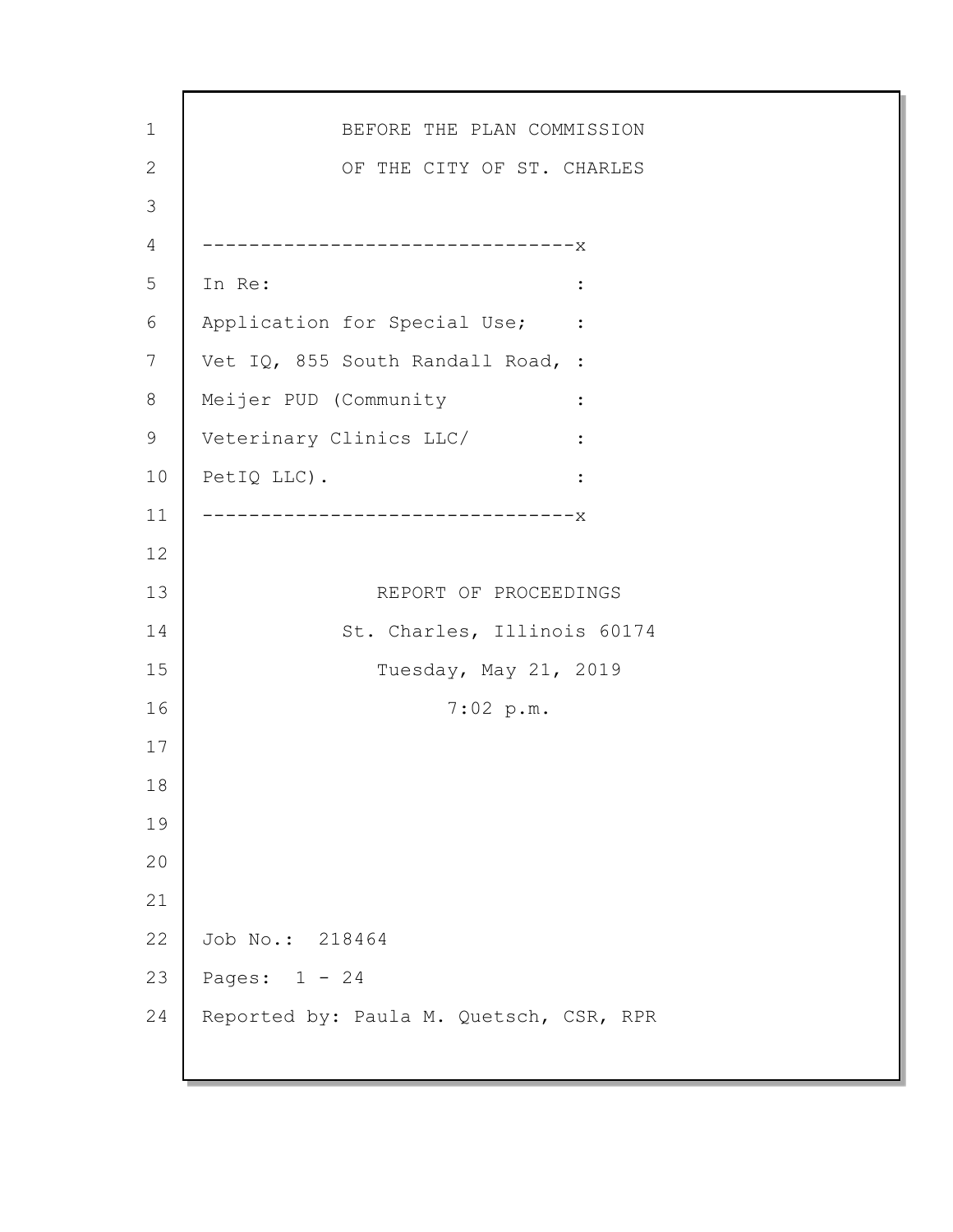BEFORE THE PLAN COMMISSION

OF THE CITY OF ST. CHARLES

```
--------------------------------x
In Re:                          :
Application for Special Use;    :
Vet IQ, 855 South Randall Road, :
Meijer PUD (Community           :
Veterinary Clinics LLC/         :
PetIQ LLC).                     :
--------------------------------x
```

REPORT OF PROCEEDINGS

St. Charles, Illinois 60174

Tuesday, May 21, 2019

7:02 p.m.

Job No.: 218464

Pages: 1 - 24

Reported by: Paula M. Quetsch, CSR, RPR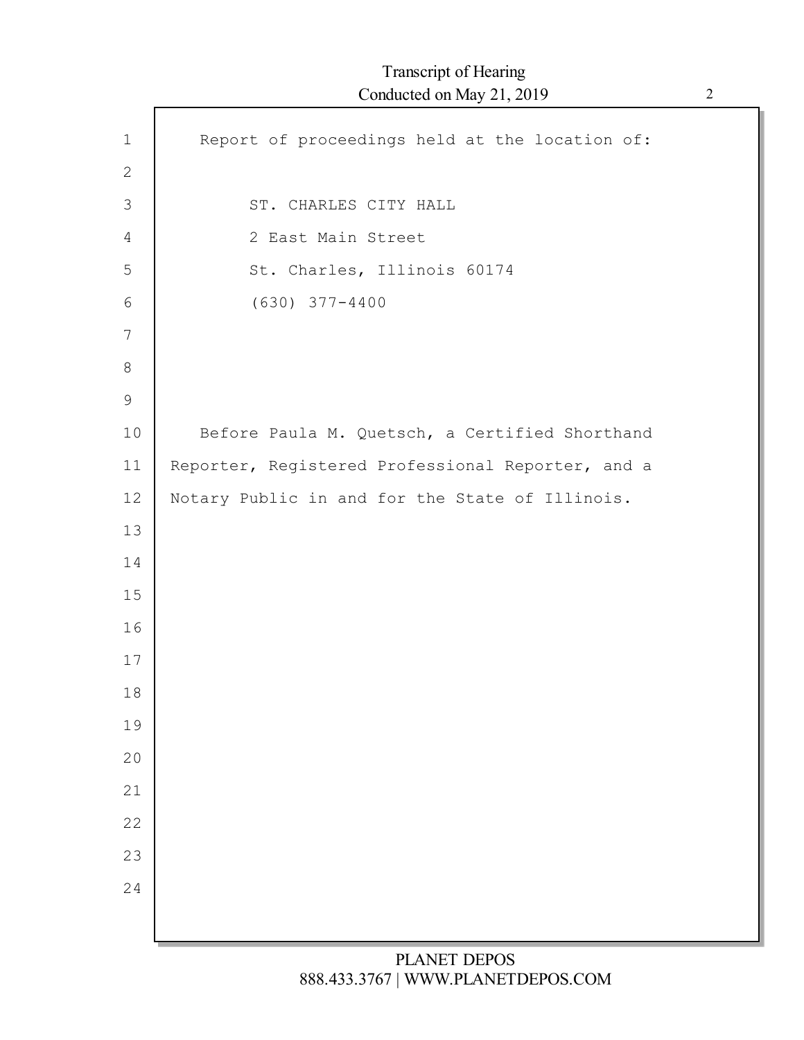Report of proceedings held at the location of:

ST. CHARLES CITY HALL
2 East Main Street
St. Charles, Illinois 60174
(630) 377-4400

Before Paula M. Quetsch, a Certified Shorthand Reporter, Registered Professional Reporter, and a Notary Public in and for the State of Illinois.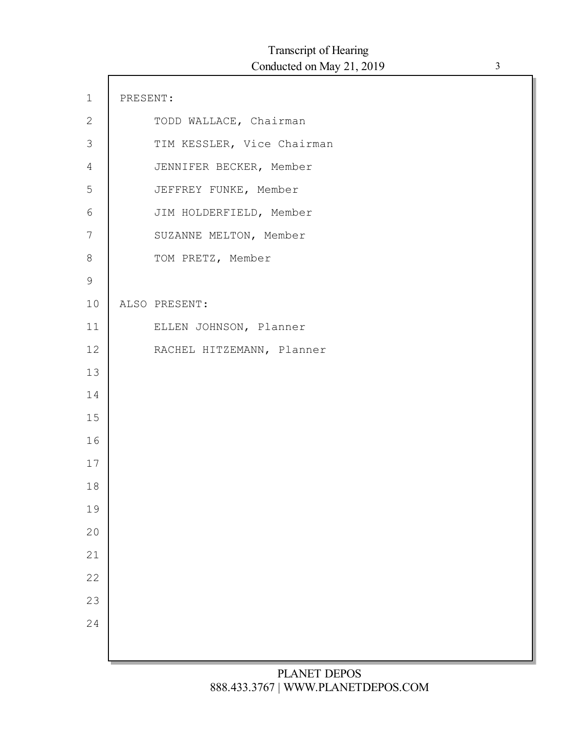PRESENT:

TODD WALLACE, Chairman

TIM KESSLER, Vice Chairman

JENNIFER BECKER, Member

JEFFREY FUNKE, Member

JIM HOLDERFIELD, Member

SUZANNE MELTON, Member

TOM PRETZ, Member

ALSO PRESENT:

ELLEN JOHNSON, Planner

RACHEL HITZEMANN, Planner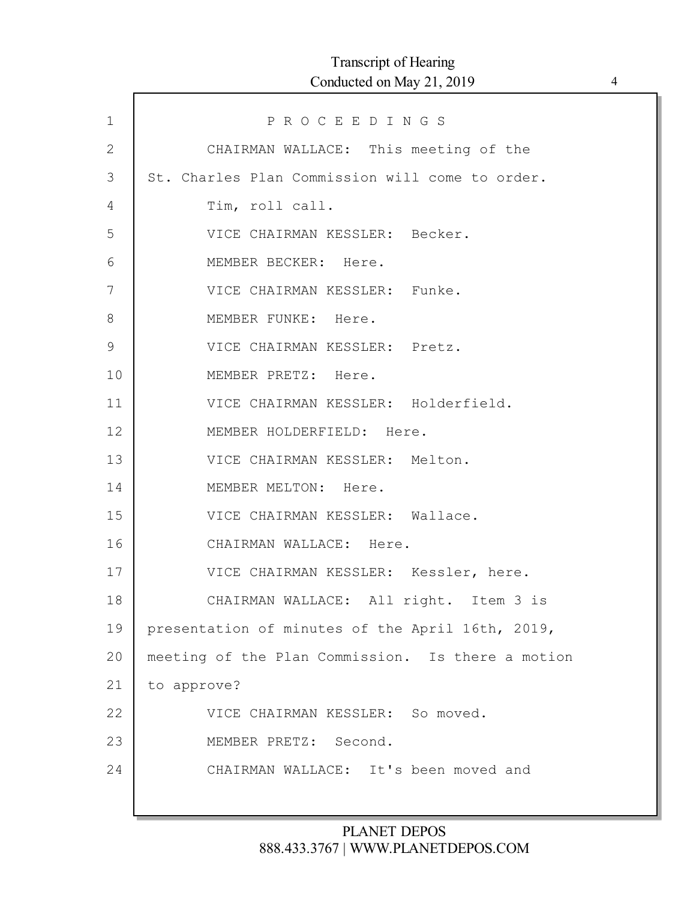# P R O C E E D I N G S

CHAIRMAN WALLACE: This meeting of the St. Charles Plan Commission will come to order.

Tim, roll call.

VICE CHAIRMAN KESSLER: Becker.

MEMBER BECKER: Here.

VICE CHAIRMAN KESSLER: Funke.

MEMBER FUNKE: Here.

VICE CHAIRMAN KESSLER: Pretz.

MEMBER PRETZ: Here.

VICE CHAIRMAN KESSLER: Holderfield.

MEMBER HOLDERFIELD: Here.

VICE CHAIRMAN KESSLER: Melton.

MEMBER MELTON: Here.

VICE CHAIRMAN KESSLER: Wallace.

CHAIRMAN WALLACE: Here.

VICE CHAIRMAN KESSLER: Kessler, here.

CHAIRMAN WALLACE: All right. Item 3 is presentation of minutes of the April 16th, 2019, meeting of the Plan Commission. Is there a motion to approve?

VICE CHAIRMAN KESSLER: So moved.

MEMBER PRETZ: Second.

CHAIRMAN WALLACE: It's been moved and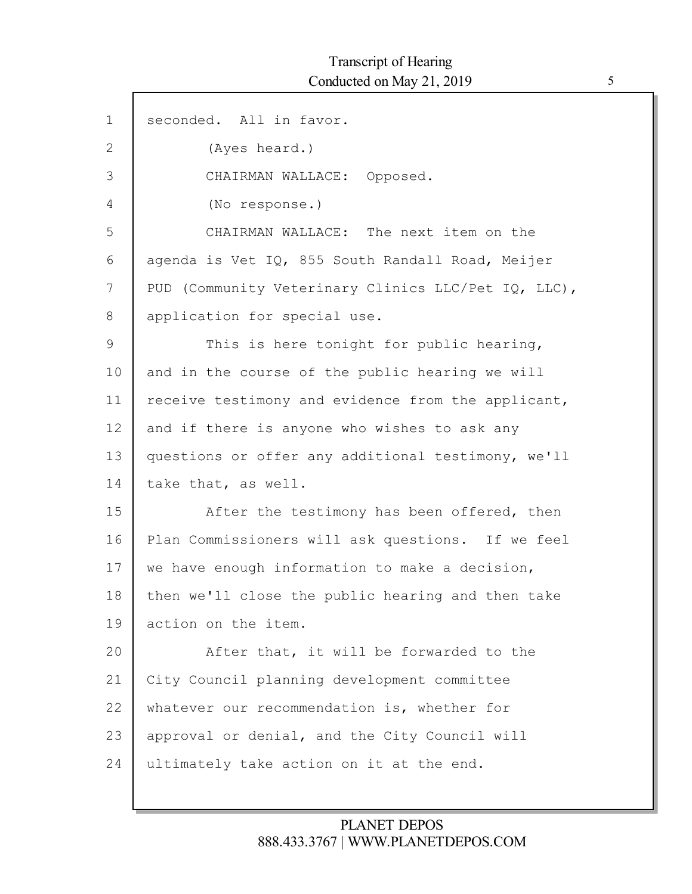seconded. All in favor.

(Ayes heard.)

CHAIRMAN WALLACE: Opposed.

(No response.)

CHAIRMAN WALLACE: The next item on the agenda is Vet IQ, 855 South Randall Road, Meijer PUD (Community Veterinary Clinics LLC/Pet IQ, LLC), application for special use.

This is here tonight for public hearing, and in the course of the public hearing we will receive testimony and evidence from the applicant, and if there is anyone who wishes to ask any questions or offer any additional testimony, we'll take that, as well.

After the testimony has been offered, then Plan Commissioners will ask questions. If we feel we have enough information to make a decision, then we'll close the public hearing and then take action on the item.

After that, it will be forwarded to the City Council planning development committee whatever our recommendation is, whether for approval or denial, and the City Council will ultimately take action on it at the end.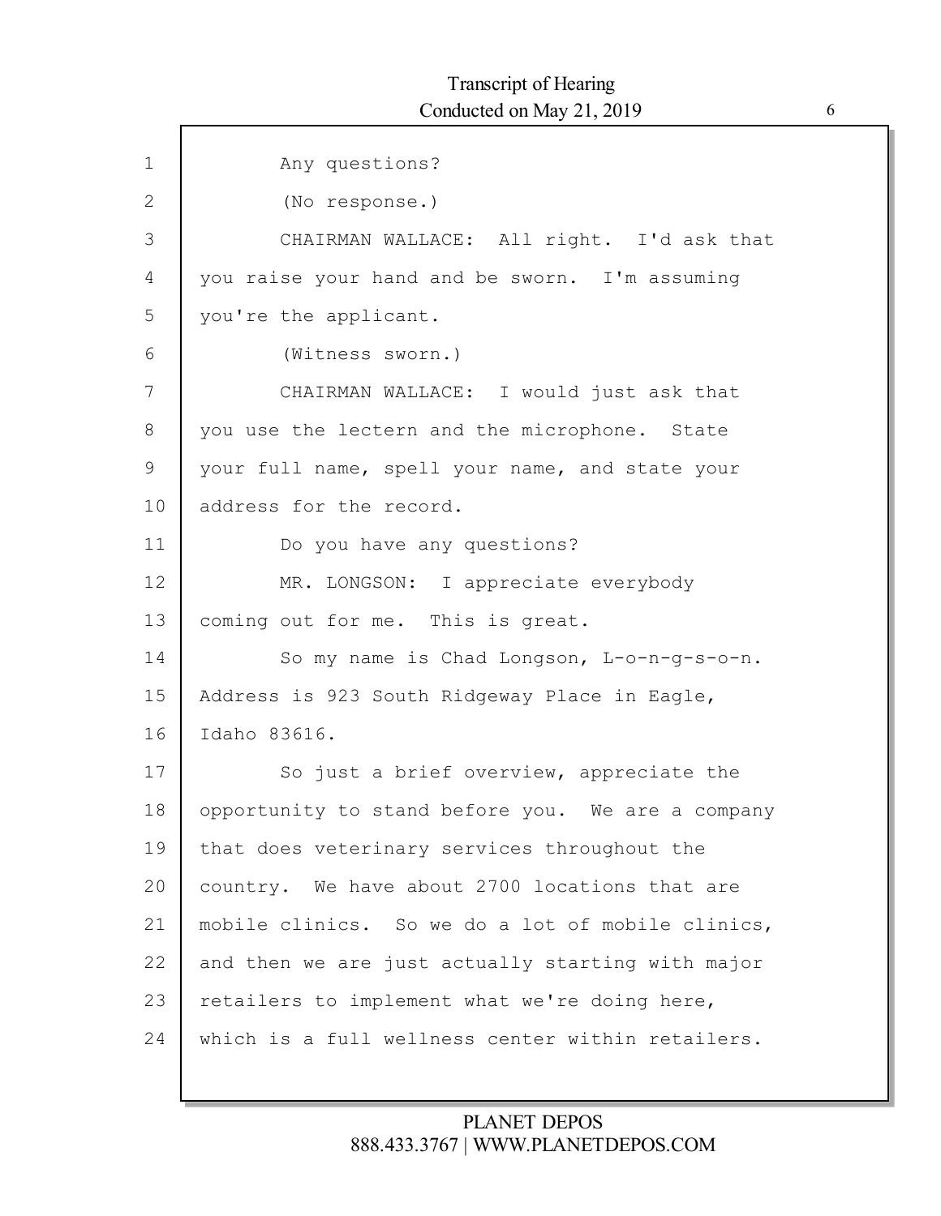Any questions?

(No response.)

CHAIRMAN WALLACE: All right. I'd ask that you raise your hand and be sworn. I'm assuming you're the applicant.

(Witness sworn.)

CHAIRMAN WALLACE: I would just ask that you use the lectern and the microphone. State your full name, spell your name, and state your address for the record.

Do you have any questions?

MR. LONGSON: I appreciate everybody coming out for me. This is great.

So my name is Chad Longson, L-o-n-g-s-o-n. Address is 923 South Ridgeway Place in Eagle, Idaho 83616.

So just a brief overview, appreciate the opportunity to stand before you. We are a company that does veterinary services throughout the country. We have about 2700 locations that are mobile clinics. So we do a lot of mobile clinics, and then we are just actually starting with major retailers to implement what we're doing here, which is a full wellness center within retailers.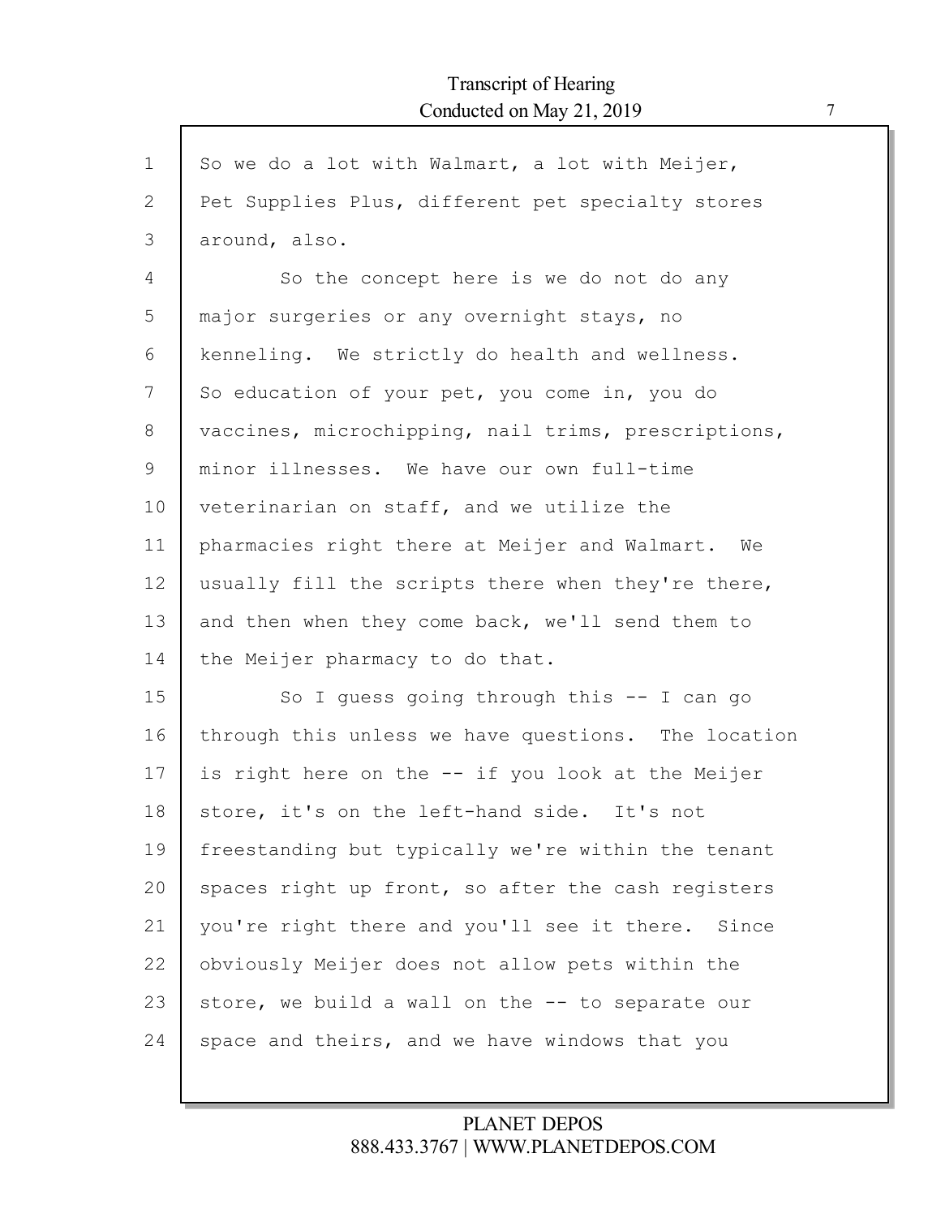So we do a lot with Walmart, a lot with Meijer, Pet Supplies Plus, different pet specialty stores around, also.

So the concept here is we do not do any major surgeries or any overnight stays, no kenneling. We strictly do health and wellness. So education of your pet, you come in, you do vaccines, microchipping, nail trims, prescriptions, minor illnesses. We have our own full-time veterinarian on staff, and we utilize the pharmacies right there at Meijer and Walmart. We usually fill the scripts there when they're there, and then when they come back, we'll send them to the Meijer pharmacy to do that.

So I guess going through this -- I can go through this unless we have questions. The location is right here on the -- if you look at the Meijer store, it's on the left-hand side. It's not freestanding but typically we're within the tenant spaces right up front, so after the cash registers you're right there and you'll see it there. Since obviously Meijer does not allow pets within the store, we build a wall on the -- to separate our space and theirs, and we have windows that you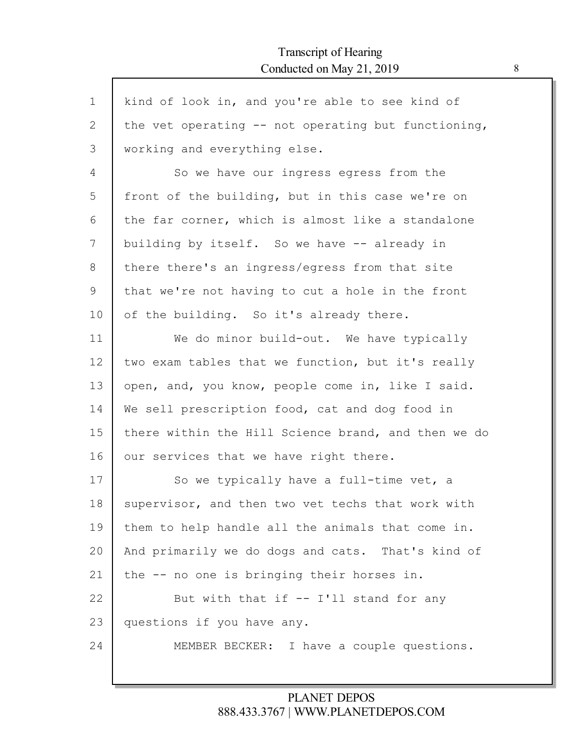kind of look in, and you're able to see kind of the vet operating -- not operating but functioning, working and everything else.

So we have our ingress egress from the front of the building, but in this case we're on the far corner, which is almost like a standalone building by itself. So we have -- already in there there's an ingress/egress from that site that we're not having to cut a hole in the front of the building. So it's already there.

We do minor build-out. We have typically two exam tables that we function, but it's really open, and, you know, people come in, like I said. We sell prescription food, cat and dog food in there within the Hill Science brand, and then we do our services that we have right there.

So we typically have a full-time vet, a supervisor, and then two vet techs that work with them to help handle all the animals that come in. And primarily we do dogs and cats. That's kind of the -- no one is bringing their horses in.

But with that if -- I'll stand for any questions if you have any.

MEMBER BECKER: I have a couple questions.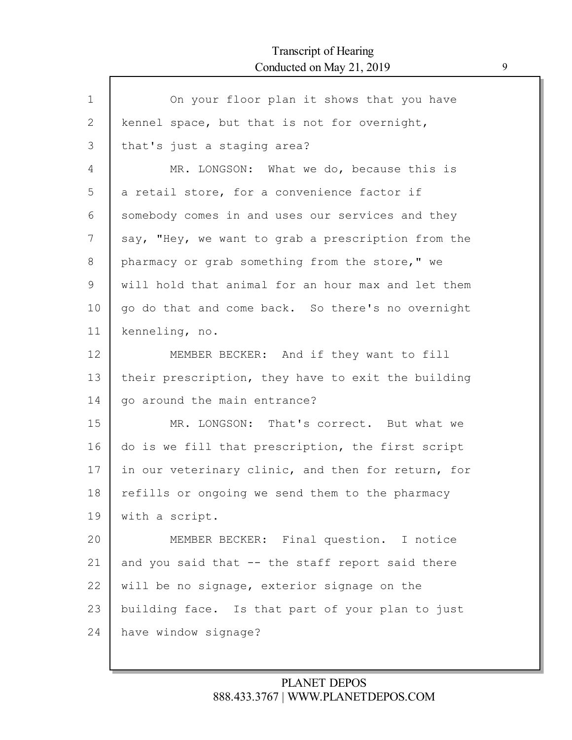On your floor plan it shows that you have kennel space, but that is not for overnight, that's just a staging area?

MR. LONGSON: What we do, because this is a retail store, for a convenience factor if somebody comes in and uses our services and they say, "Hey, we want to grab a prescription from the pharmacy or grab something from the store," we will hold that animal for an hour max and let them go do that and come back. So there's no overnight kenneling, no.

MEMBER BECKER: And if they want to fill their prescription, they have to exit the building go around the main entrance?

MR. LONGSON: That's correct. But what we do is we fill that prescription, the first script in our veterinary clinic, and then for return, for refills or ongoing we send them to the pharmacy with a script.

MEMBER BECKER: Final question. I notice and you said that -- the staff report said there will be no signage, exterior signage on the building face. Is that part of your plan to just have window signage?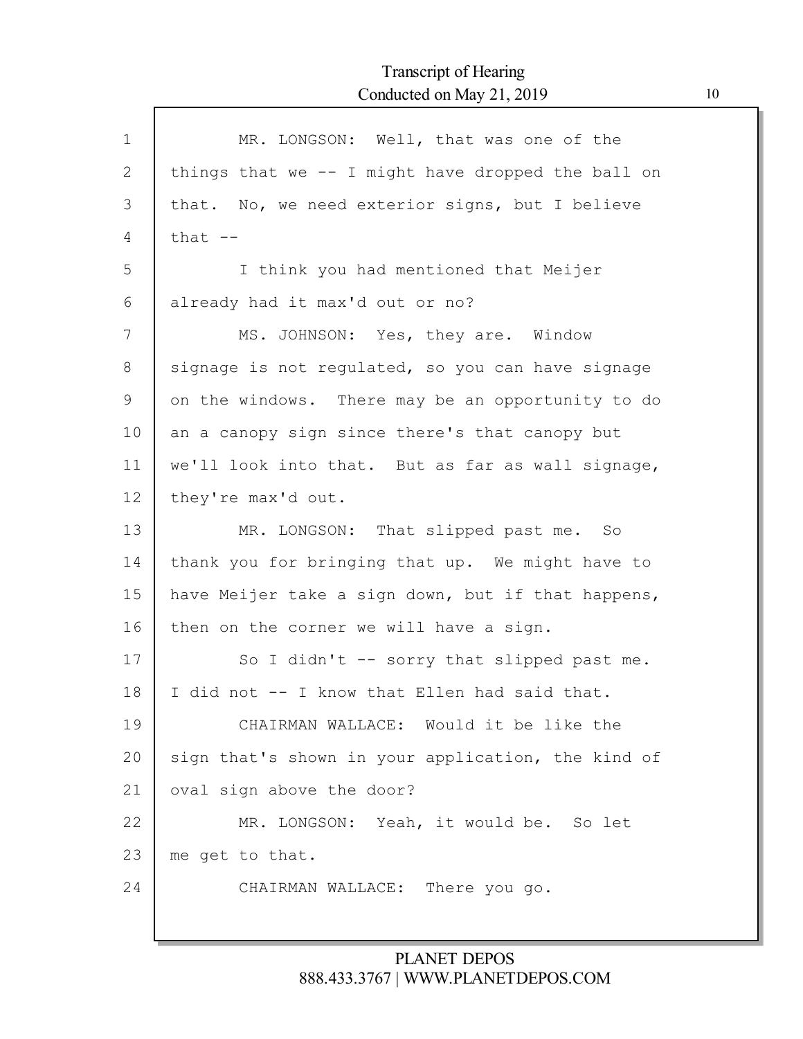MR. LONGSON: Well, that was one of the things that we -- I might have dropped the ball on that. No, we need exterior signs, but I believe that --

I think you had mentioned that Meijer already had it max'd out or no?

MS. JOHNSON: Yes, they are. Window signage is not regulated, so you can have signage on the windows. There may be an opportunity to do an a canopy sign since there's that canopy but we'll look into that. But as far as wall signage, they're max'd out.

MR. LONGSON: That slipped past me. So thank you for bringing that up. We might have to have Meijer take a sign down, but if that happens, then on the corner we will have a sign.

So I didn't -- sorry that slipped past me. I did not -- I know that Ellen had said that.

CHAIRMAN WALLACE: Would it be like the sign that's shown in your application, the kind of oval sign above the door?

MR. LONGSON: Yeah, it would be. So let me get to that.

CHAIRMAN WALLACE: There you go.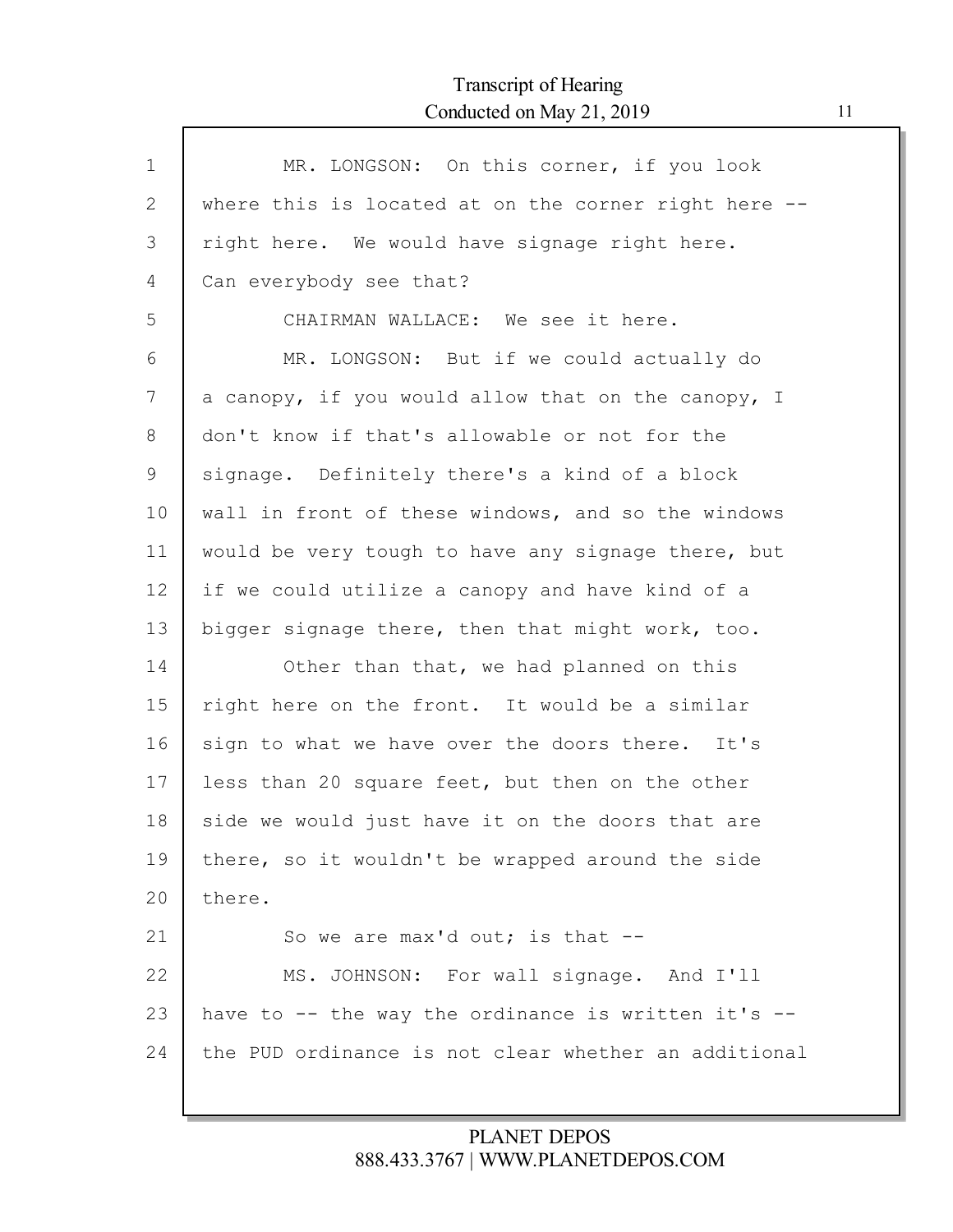MR. LONGSON: On this corner, if you look where this is located at on the corner right here -- right here. We would have signage right here. Can everybody see that?

CHAIRMAN WALLACE: We see it here.

MR. LONGSON: But if we could actually do a canopy, if you would allow that on the canopy, I don't know if that's allowable or not for the signage. Definitely there's a kind of a block wall in front of these windows, and so the windows would be very tough to have any signage there, but if we could utilize a canopy and have kind of a bigger signage there, then that might work, too.

Other than that, we had planned on this right here on the front. It would be a similar sign to what we have over the doors there. It's less than 20 square feet, but then on the other side we would just have it on the doors that are there, so it wouldn't be wrapped around the side there.

So we are max'd out; is that --

MS. JOHNSON: For wall signage. And I'll have to -- the way the ordinance is written it's -- the PUD ordinance is not clear whether an additional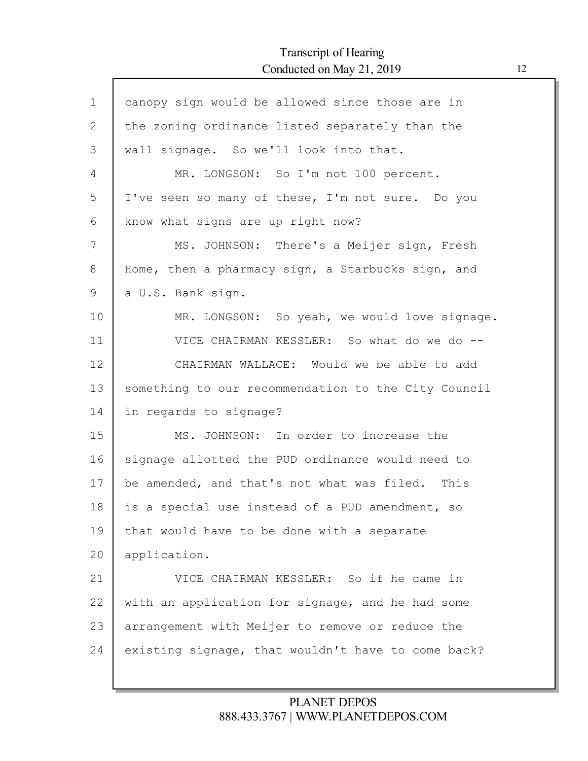canopy sign would be allowed since those are in the zoning ordinance listed separately than the wall signage. So we'll look into that.

MR. LONGSON: So I'm not 100 percent. I've seen so many of these, I'm not sure. Do you know what signs are up right now?

MS. JOHNSON: There's a Meijer sign, Fresh Home, then a pharmacy sign, a Starbucks sign, and a U.S. Bank sign.

MR. LONGSON: So yeah, we would love signage.

VICE CHAIRMAN KESSLER: So what do we do --

CHAIRMAN WALLACE: Would we be able to add something to our recommendation to the City Council in regards to signage?

MS. JOHNSON: In order to increase the signage allotted the PUD ordinance would need to be amended, and that's not what was filed. This is a special use instead of a PUD amendment, so that would have to be done with a separate application.

VICE CHAIRMAN KESSLER: So if he came in with an application for signage, and he had some arrangement with Meijer to remove or reduce the existing signage, that wouldn't have to come back?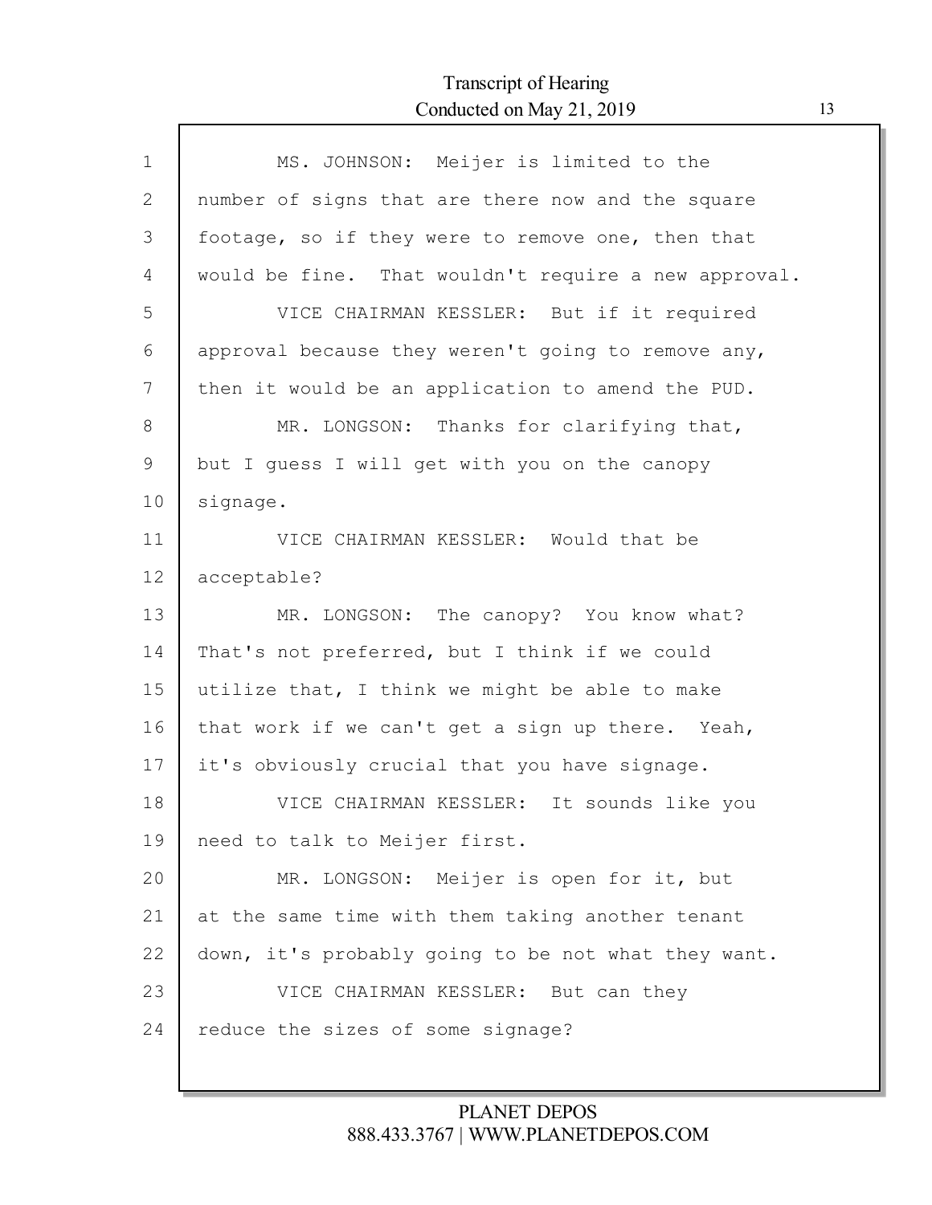MS. JOHNSON: Meijer is limited to the number of signs that are there now and the square footage, so if they were to remove one, then that would be fine. That wouldn't require a new approval.

VICE CHAIRMAN KESSLER: But if it required approval because they weren't going to remove any, then it would be an application to amend the PUD.

MR. LONGSON: Thanks for clarifying that, but I guess I will get with you on the canopy signage.

VICE CHAIRMAN KESSLER: Would that be acceptable?

MR. LONGSON: The canopy? You know what? That's not preferred, but I think if we could utilize that, I think we might be able to make that work if we can't get a sign up there. Yeah, it's obviously crucial that you have signage.

VICE CHAIRMAN KESSLER: It sounds like you need to talk to Meijer first.

MR. LONGSON: Meijer is open for it, but at the same time with them taking another tenant down, it's probably going to be not what they want.

VICE CHAIRMAN KESSLER: But can they reduce the sizes of some signage?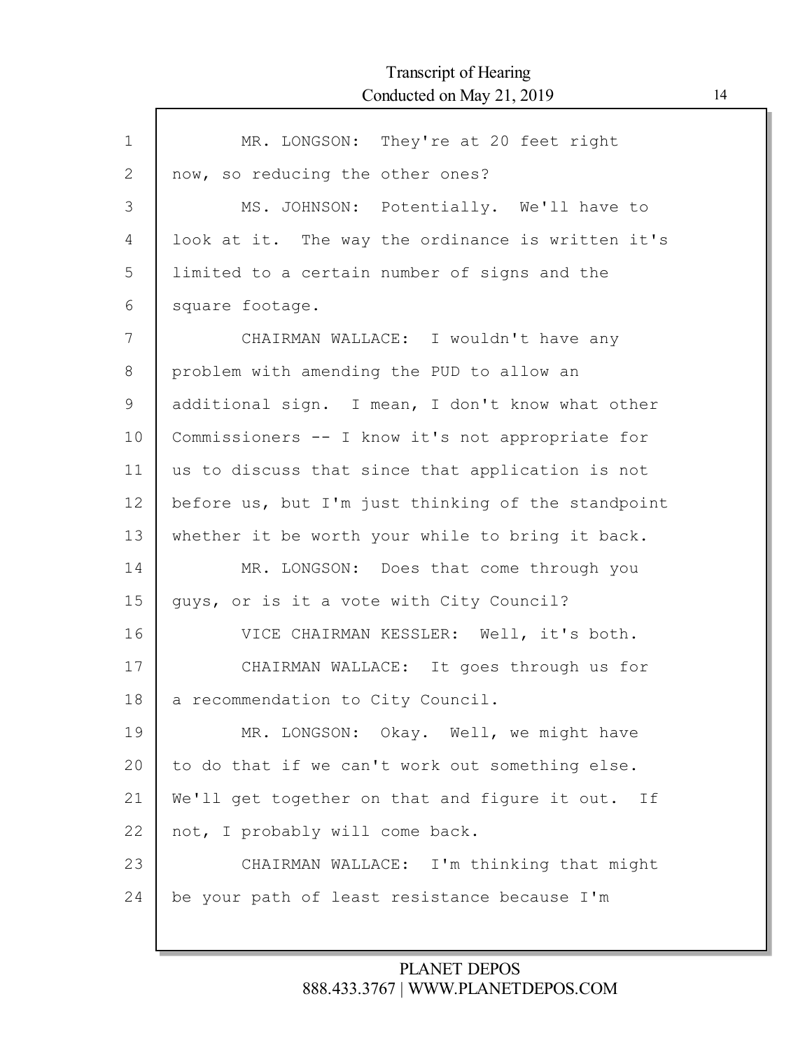MR. LONGSON: They're at 20 feet right now, so reducing the other ones?

MS. JOHNSON: Potentially. We'll have to look at it. The way the ordinance is written it's limited to a certain number of signs and the square footage.

CHAIRMAN WALLACE: I wouldn't have any problem with amending the PUD to allow an additional sign. I mean, I don't know what other Commissioners -- I know it's not appropriate for us to discuss that since that application is not before us, but I'm just thinking of the standpoint whether it be worth your while to bring it back.

MR. LONGSON: Does that come through you guys, or is it a vote with City Council?

VICE CHAIRMAN KESSLER: Well, it's both.

CHAIRMAN WALLACE: It goes through us for a recommendation to City Council.

MR. LONGSON: Okay. Well, we might have to do that if we can't work out something else. We'll get together on that and figure it out. If not, I probably will come back.

CHAIRMAN WALLACE: I'm thinking that might be your path of least resistance because I'm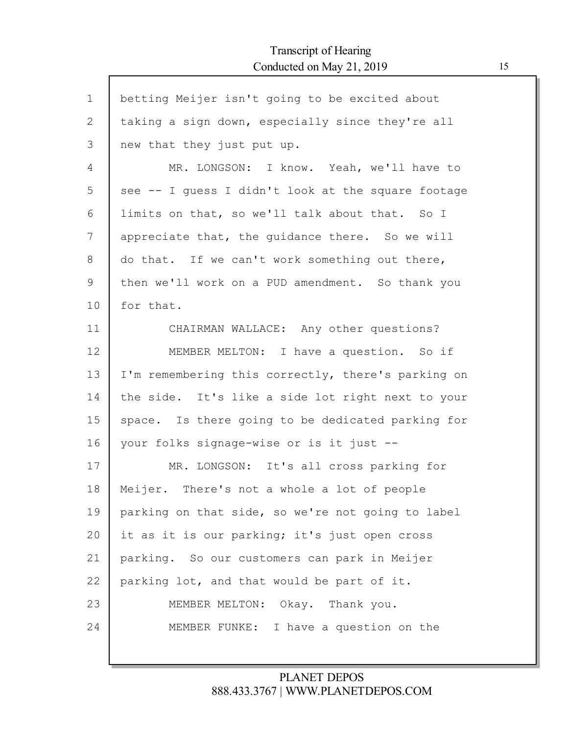betting Meijer isn't going to be excited about taking a sign down, especially since they're all new that they just put up.

MR. LONGSON: I know. Yeah, we'll have to see -- I guess I didn't look at the square footage limits on that, so we'll talk about that. So I appreciate that, the guidance there. So we will do that. If we can't work something out there, then we'll work on a PUD amendment. So thank you for that.

CHAIRMAN WALLACE: Any other questions?

MEMBER MELTON: I have a question. So if I'm remembering this correctly, there's parking on the side. It's like a side lot right next to your space. Is there going to be dedicated parking for your folks signage-wise or is it just --

MR. LONGSON: It's all cross parking for Meijer. There's not a whole a lot of people parking on that side, so we're not going to label it as it is our parking; it's just open cross parking. So our customers can park in Meijer parking lot, and that would be part of it.

MEMBER MELTON: Okay. Thank you.

MEMBER FUNKE: I have a question on the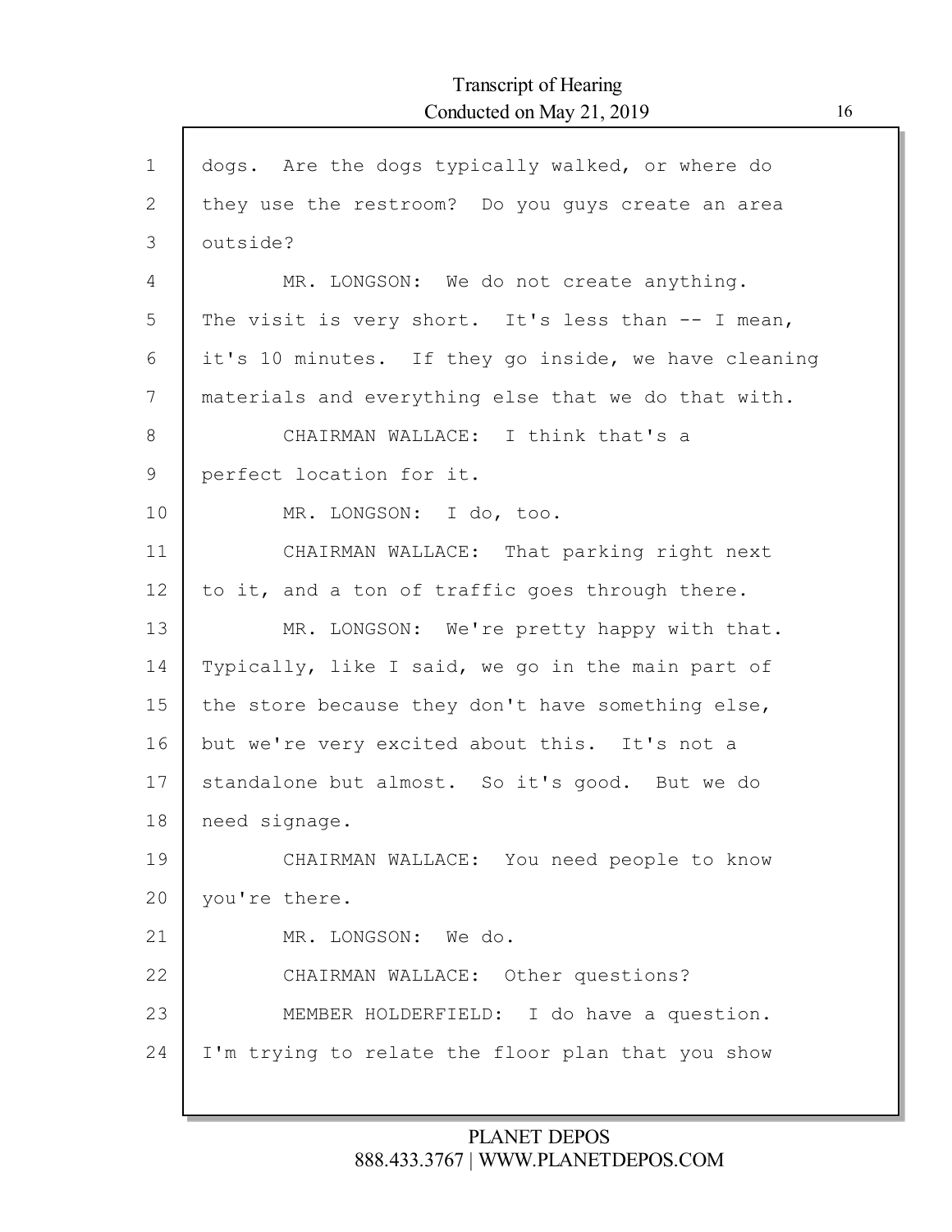dogs. Are the dogs typically walked, or where do they use the restroom? Do you guys create an area outside?

MR. LONGSON: We do not create anything. The visit is very short. It's less than -- I mean, it's 10 minutes. If they go inside, we have cleaning materials and everything else that we do that with.

CHAIRMAN WALLACE: I think that's a perfect location for it.

MR. LONGSON: I do, too.

CHAIRMAN WALLACE: That parking right next to it, and a ton of traffic goes through there.

MR. LONGSON: We're pretty happy with that. Typically, like I said, we go in the main part of the store because they don't have something else, but we're very excited about this. It's not a standalone but almost. So it's good. But we do need signage.

CHAIRMAN WALLACE: You need people to know you're there.

MR. LONGSON: We do.

CHAIRMAN WALLACE: Other questions?

MEMBER HOLDERFIELD: I do have a question. I'm trying to relate the floor plan that you show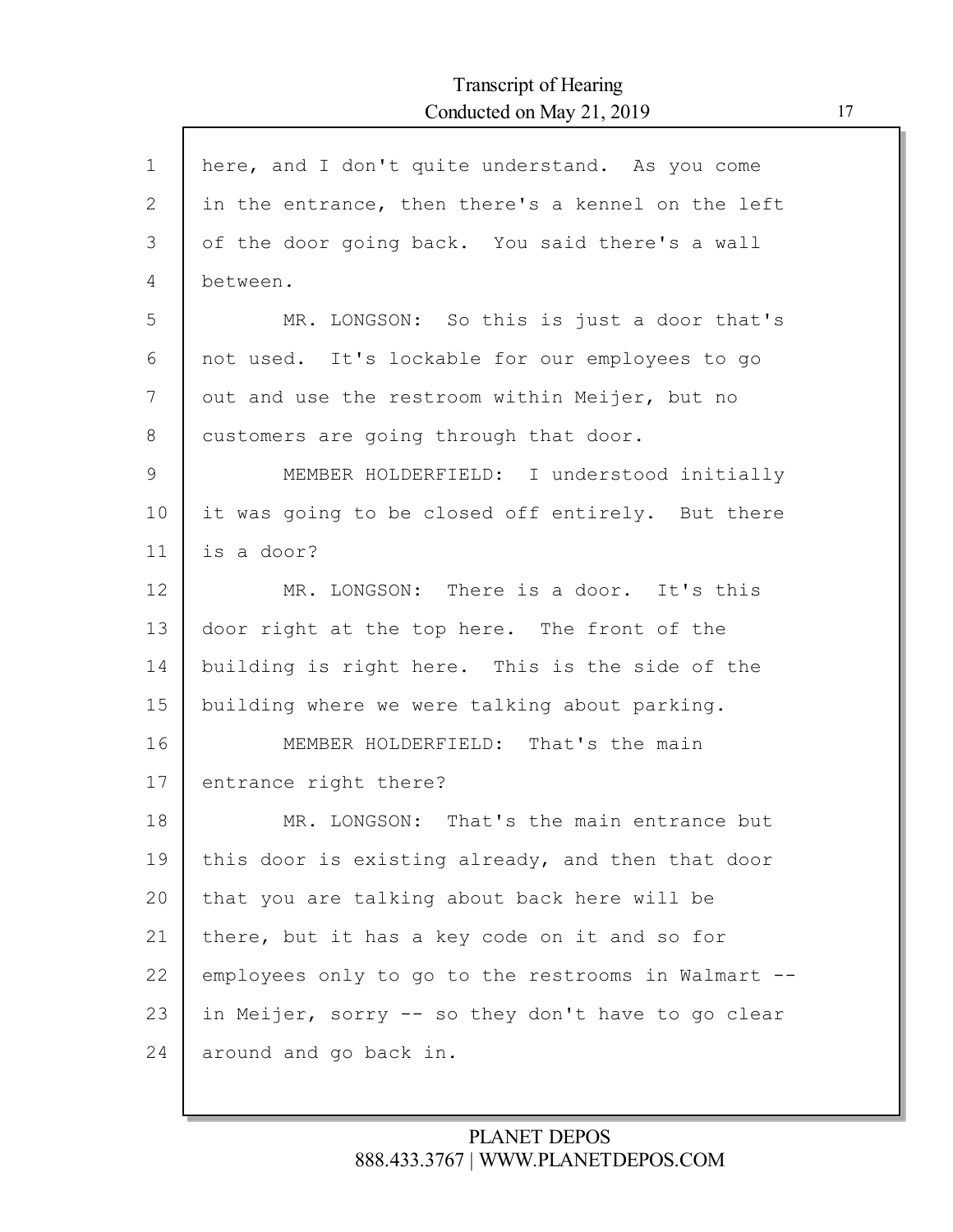here, and I don't quite understand. As you come in the entrance, then there's a kennel on the left of the door going back. You said there's a wall between.

MR. LONGSON: So this is just a door that's not used. It's lockable for our employees to go out and use the restroom within Meijer, but no customers are going through that door.

MEMBER HOLDERFIELD: I understood initially it was going to be closed off entirely. But there is a door?

MR. LONGSON: There is a door. It's this door right at the top here. The front of the building is right here. This is the side of the building where we were talking about parking.

MEMBER HOLDERFIELD: That's the main entrance right there?

MR. LONGSON: That's the main entrance but this door is existing already, and then that door that you are talking about back here will be there, but it has a key code on it and so for employees only to go to the restrooms in Walmart -- in Meijer, sorry -- so they don't have to go clear around and go back in.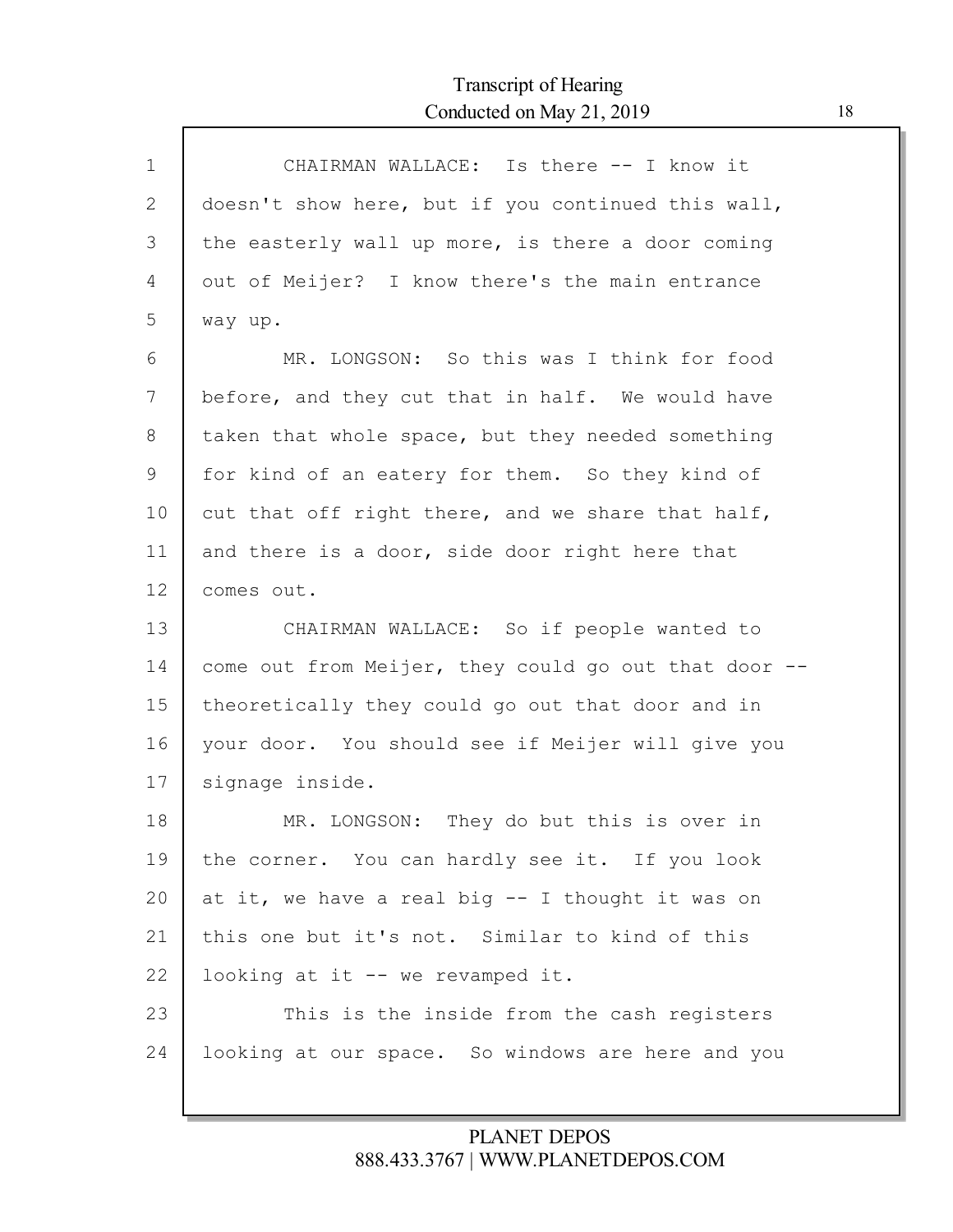1 CHAIRMAN WALLACE: Is there -- I know it
2 doesn't show here, but if you continued this wall,
3 the easterly wall up more, is there a door coming
4 out of Meijer? I know there's the main entrance
5 way up.
6 MR. LONGSON: So this was I think for food
7 before, and they cut that in half. We would have
8 taken that whole space, but they needed something
9 for kind of an eatery for them. So they kind of
10 cut that off right there, and we share that half,
11 and there is a door, side door right here that
12 comes out.
13 CHAIRMAN WALLACE: So if people wanted to
14 come out from Meijer, they could go out that door --
15 theoretically they could go out that door and in
16 your door. You should see if Meijer will give you
17 signage inside.
18 MR. LONGSON: They do but this is over in
19 the corner. You can hardly see it. If you look
20 at it, we have a real big -- I thought it was on
21 this one but it's not. Similar to kind of this
22 looking at it -- we revamped it.
23 This is the inside from the cash registers
24 looking at our space. So windows are here and you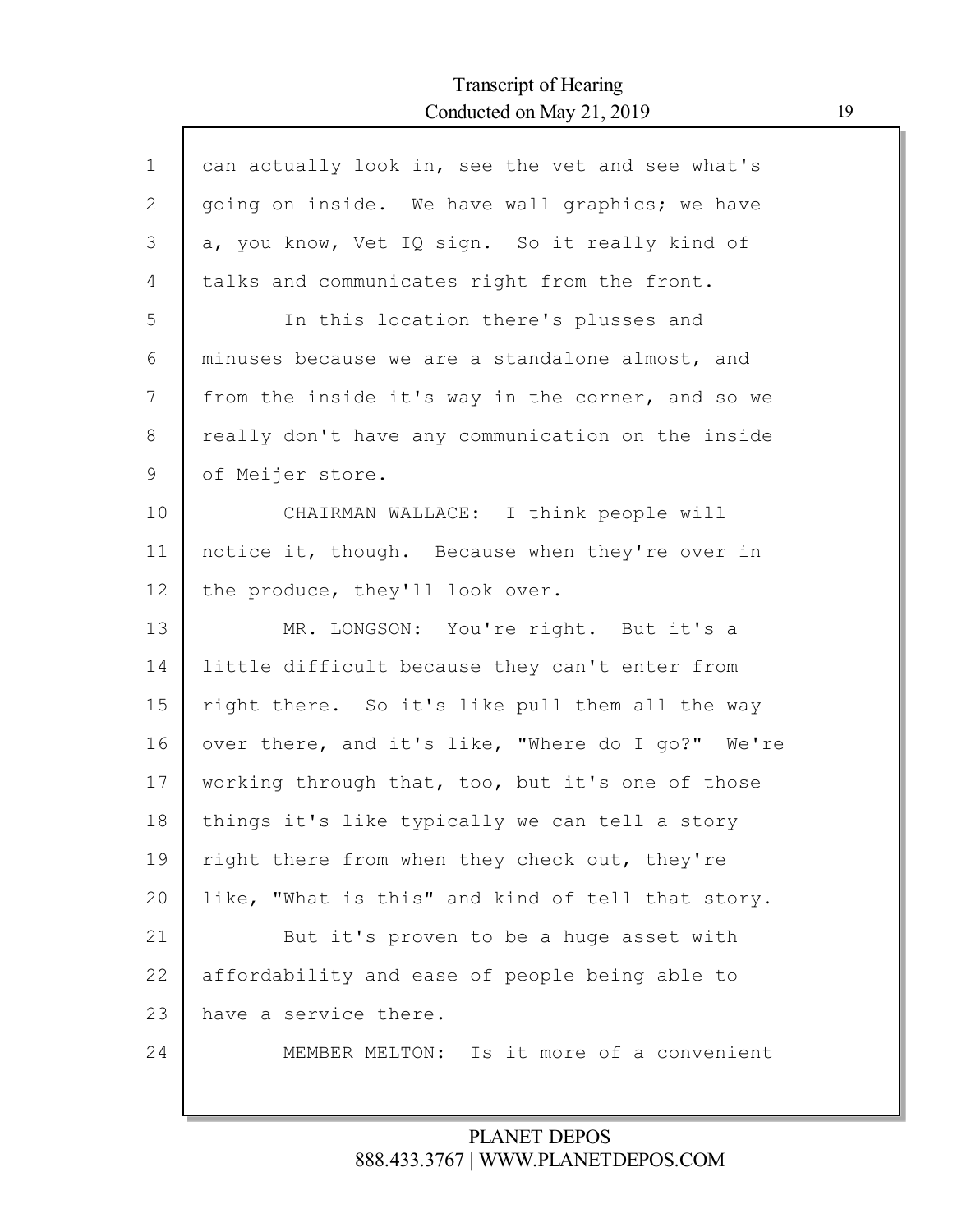can actually look in, see the vet and see what's going on inside. We have wall graphics; we have a, you know, Vet IQ sign. So it really kind of talks and communicates right from the front.

In this location there's plusses and minuses because we are a standalone almost, and from the inside it's way in the corner, and so we really don't have any communication on the inside of Meijer store.

CHAIRMAN WALLACE: I think people will notice it, though. Because when they're over in the produce, they'll look over.

MR. LONGSON: You're right. But it's a little difficult because they can't enter from right there. So it's like pull them all the way over there, and it's like, "Where do I go?" We're working through that, too, but it's one of those things it's like typically we can tell a story right there from when they check out, they're like, "What is this" and kind of tell that story.

But it's proven to be a huge asset with affordability and ease of people being able to have a service there.

MEMBER MELTON: Is it more of a convenient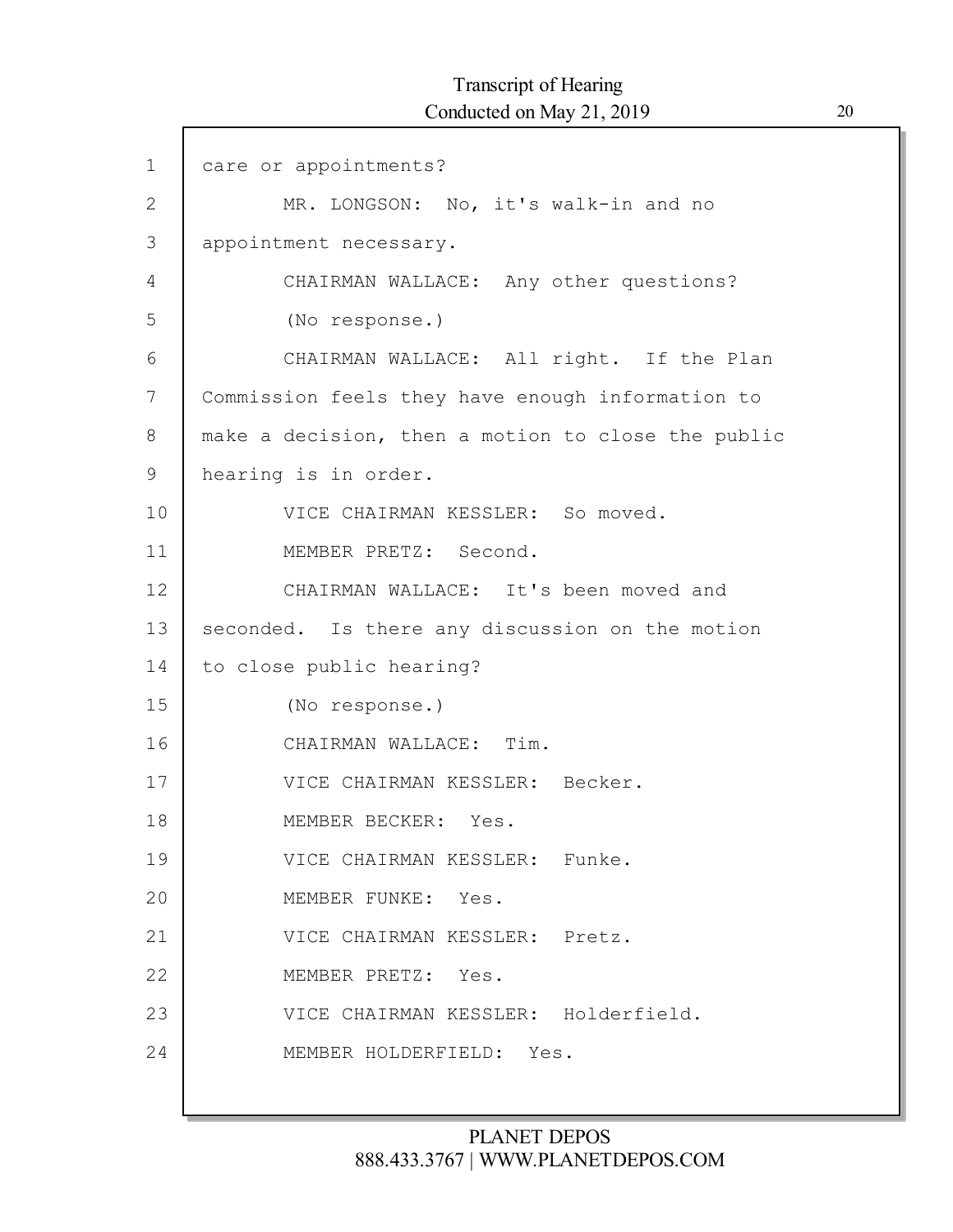care or appointments?

MR. LONGSON: No, it's walk-in and no appointment necessary.

CHAIRMAN WALLACE: Any other questions?

(No response.)

CHAIRMAN WALLACE: All right. If the Plan Commission feels they have enough information to make a decision, then a motion to close the public hearing is in order.

VICE CHAIRMAN KESSLER: So moved.

MEMBER PRETZ: Second.

CHAIRMAN WALLACE: It's been moved and seconded. Is there any discussion on the motion to close public hearing?

(No response.)

CHAIRMAN WALLACE: Tim.

VICE CHAIRMAN KESSLER: Becker.

MEMBER BECKER: Yes.

VICE CHAIRMAN KESSLER: Funke.

MEMBER FUNKE: Yes.

VICE CHAIRMAN KESSLER: Pretz.

MEMBER PRETZ: Yes.

VICE CHAIRMAN KESSLER: Holderfield.

MEMBER HOLDERFIELD: Yes.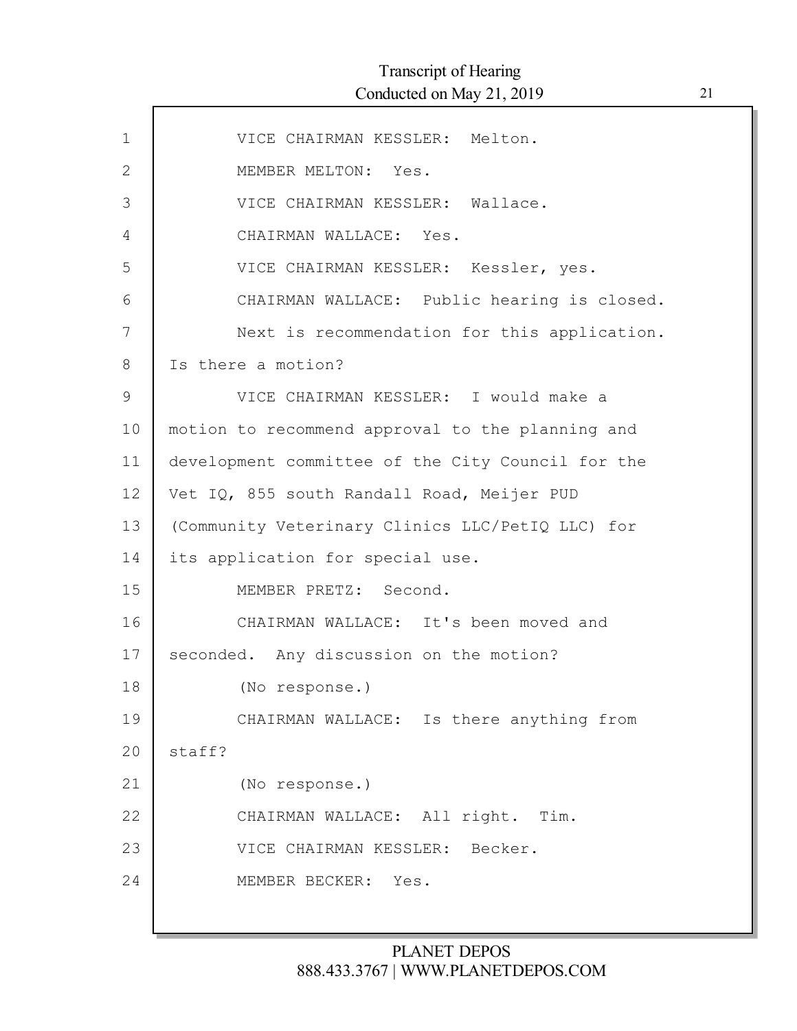VICE CHAIRMAN KESSLER: Melton.

MEMBER MELTON: Yes.

VICE CHAIRMAN KESSLER: Wallace.

CHAIRMAN WALLACE: Yes.

VICE CHAIRMAN KESSLER: Kessler, yes.

CHAIRMAN WALLACE: Public hearing is closed. Next is recommendation for this application. Is there a motion?

VICE CHAIRMAN KESSLER: I would make a motion to recommend approval to the planning and development committee of the City Council for the Vet IQ, 855 south Randall Road, Meijer PUD (Community Veterinary Clinics LLC/PetIQ LLC) for its application for special use.

MEMBER PRETZ: Second.

CHAIRMAN WALLACE: It's been moved and seconded. Any discussion on the motion?

(No response.)

CHAIRMAN WALLACE: Is there anything from staff?

(No response.)

CHAIRMAN WALLACE: All right. Tim.

VICE CHAIRMAN KESSLER: Becker.

MEMBER BECKER: Yes.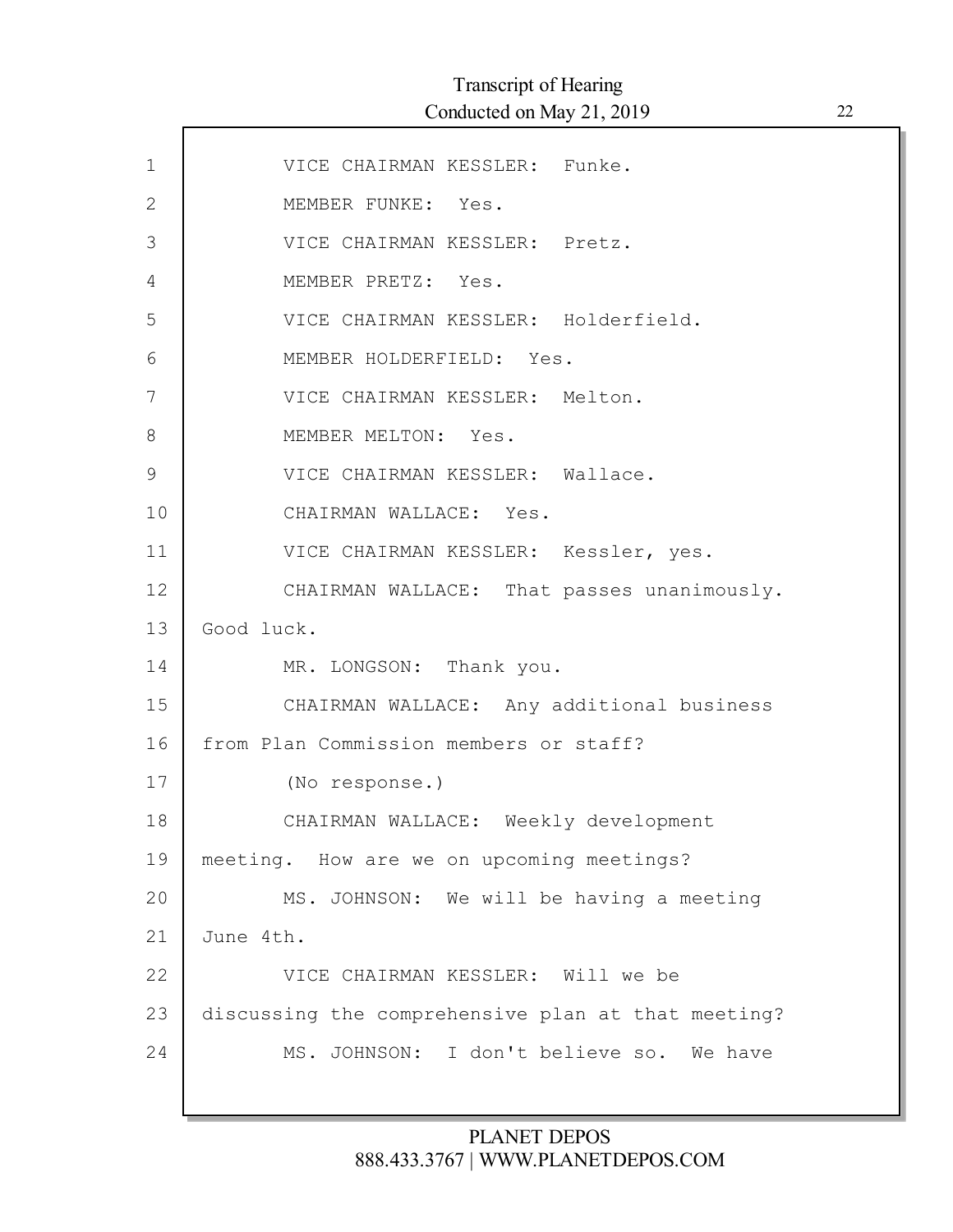VICE CHAIRMAN KESSLER: Funke.

MEMBER FUNKE: Yes.

VICE CHAIRMAN KESSLER: Pretz.

MEMBER PRETZ: Yes.

VICE CHAIRMAN KESSLER: Holderfield.

MEMBER HOLDERFIELD: Yes.

VICE CHAIRMAN KESSLER: Melton.

MEMBER MELTON: Yes.

VICE CHAIRMAN KESSLER: Wallace.

CHAIRMAN WALLACE: Yes.

VICE CHAIRMAN KESSLER: Kessler, yes.

CHAIRMAN WALLACE: That passes unanimously. Good luck.

MR. LONGSON: Thank you.

CHAIRMAN WALLACE: Any additional business from Plan Commission members or staff?

(No response.)

CHAIRMAN WALLACE: Weekly development meeting. How are we on upcoming meetings?

MS. JOHNSON: We will be having a meeting June 4th.

VICE CHAIRMAN KESSLER: Will we be discussing the comprehensive plan at that meeting?

MS. JOHNSON: I don't believe so. We have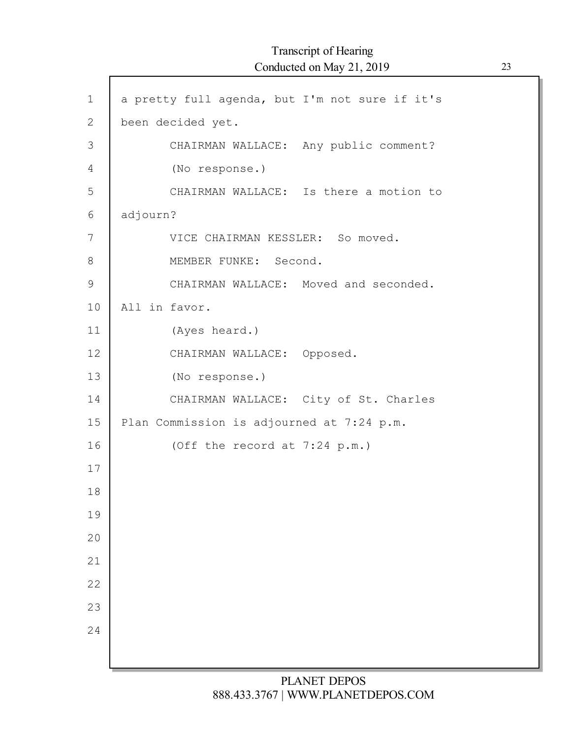a pretty full agenda, but I'm not sure if it's been decided yet.

CHAIRMAN WALLACE: Any public comment?

(No response.)

CHAIRMAN WALLACE: Is there a motion to adjourn?

VICE CHAIRMAN KESSLER: So moved.

MEMBER FUNKE: Second.

CHAIRMAN WALLACE: Moved and seconded. All in favor.

(Ayes heard.)

CHAIRMAN WALLACE: Opposed.

(No response.)

CHAIRMAN WALLACE: City of St. Charles Plan Commission is adjourned at 7:24 p.m.

(Off the record at 7:24 p.m.)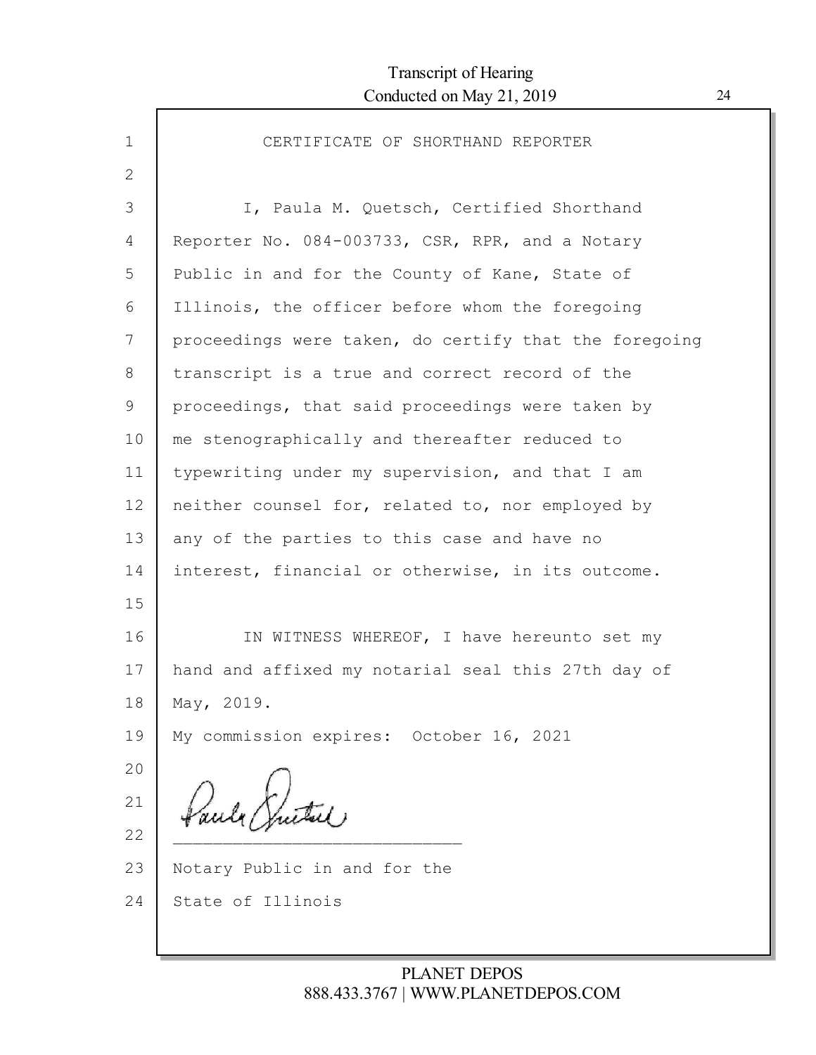# CERTIFICATE OF SHORTHAND REPORTER

I, Paula M. Quetsch, Certified Shorthand Reporter No. 084-003733, CSR, RPR, and a Notary Public in and for the County of Kane, State of Illinois, the officer before whom the foregoing proceedings were taken, do certify that the foregoing transcript is a true and correct record of the proceedings, that said proceedings were taken by me stenographically and thereafter reduced to typewriting under my supervision, and that I am neither counsel for, related to, nor employed by any of the parties to this case and have no interest, financial or otherwise, in its outcome.

IN WITNESS WHEREOF, I have hereunto set my hand and affixed my notarial seal this 27th day of May, 2019.

My commission expires: October 16, 2021

Paula Quetsch
_____________________________

Notary Public in and for the
State of Illinois